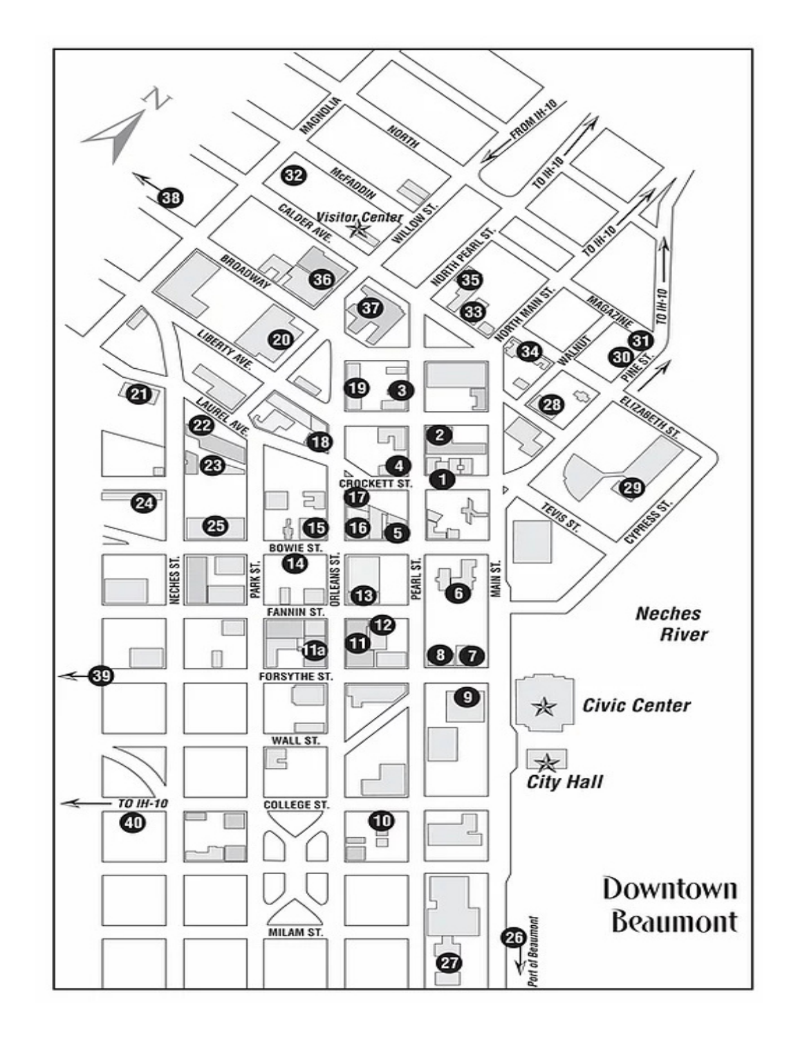# Downtown Beaumont

N

MAGNOLIA
NORTH
McFADDIN
CALDER AVE.
Visitor Center
WILLOW ST.
FROM IH-10
TO IH-10
TO IH-10
TO IH-10
NORTH PEARL ST.
NORTH MAIN ST.
MAGAZINE
WALNUT
PINE ST.
ELIZABETH ST.
TEVIS ST.
CYPRESS ST.
BROADWAY
LIBERTY AVE.
LAUREL AVE.
CROCKETT ST.
BOWIE ST.
NECHES ST.
PARK ST.
ORLEANS ST.
PEARL ST.
MAIN ST.
FANNIN ST.
FORSYTHE ST.
WALL ST.
COLLEGE ST.
TO IH-10
MILAM ST.
Port of Beaumont

Neches River
Civic Center
City Hall

1 2 3 4 5 6 7 8 9 10 11 11a 12 13 14 15 16 17 18 19 20 21 22 23 24 25 26 27 28 29 30 31 32 33 34 35 36 37 38 39 40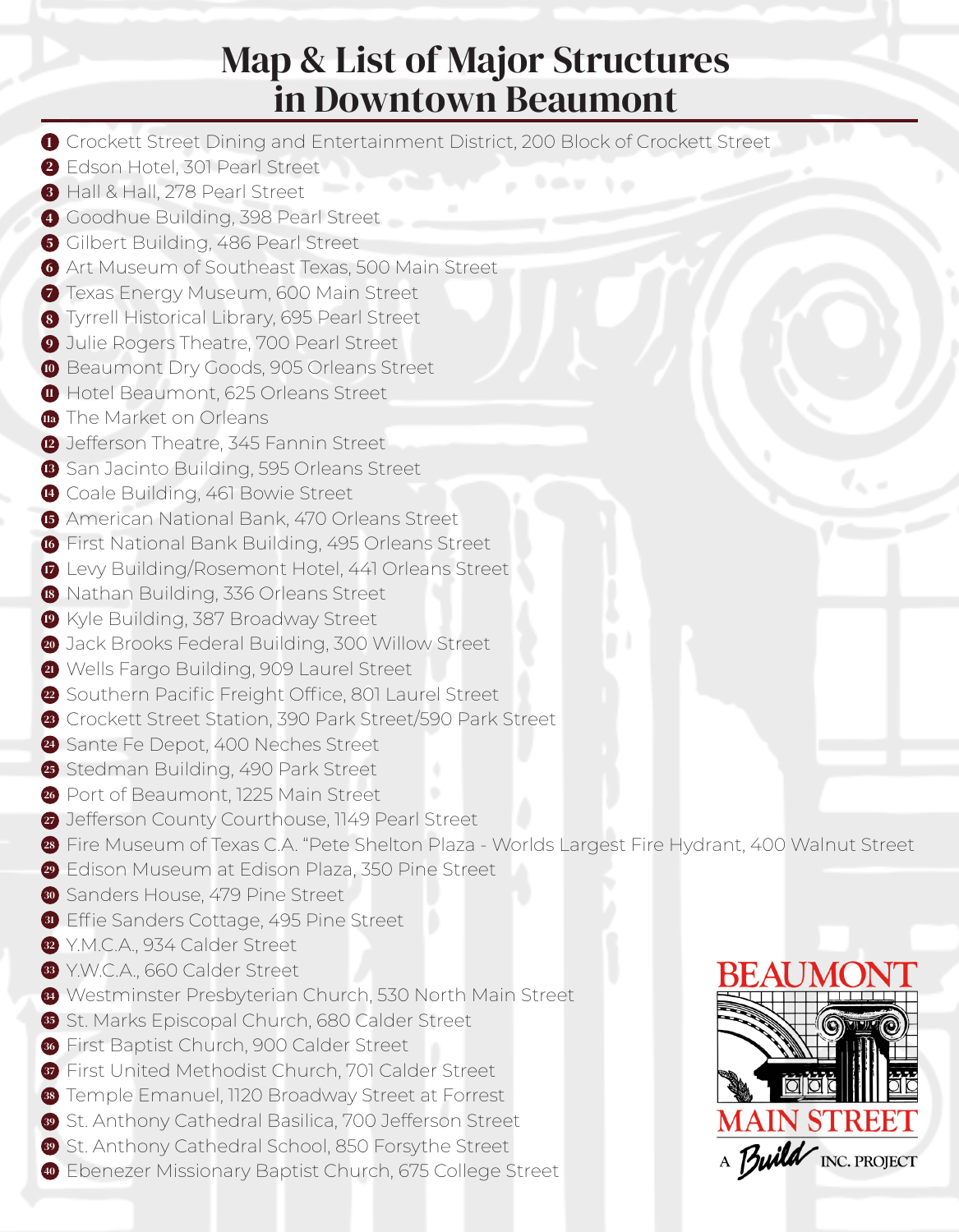# Map & List of Major Structures in Downtown Beaumont

1. Crockett Street Dining and Entertainment District, 200 Block of Crockett Street
2. Edson Hotel, 301 Pearl Street
3. Hall & Hall, 278 Pearl Street
4. Goodhue Building, 398 Pearl Street
5. Gilbert Building, 486 Pearl Street
6. Art Museum of Southeast Texas, 500 Main Street
7. Texas Energy Museum, 600 Main Street
8. Tyrrell Historical Library, 695 Pearl Street
9. Julie Rogers Theatre, 700 Pearl Street
10. Beaumont Dry Goods, 905 Orleans Street
11. Hotel Beaumont, 625 Orleans Street

11a. The Market on Orleans

12. Jefferson Theatre, 345 Fannin Street
13. San Jacinto Building, 595 Orleans Street
14. Coale Building, 461 Bowie Street
15. American National Bank, 470 Orleans Street
16. First National Bank Building, 495 Orleans Street
17. Levy Building/Rosemont Hotel, 441 Orleans Street
18. Nathan Building, 336 Orleans Street
19. Kyle Building, 387 Broadway Street
20. Jack Brooks Federal Building, 300 Willow Street
21. Wells Fargo Building, 909 Laurel Street
22. Southern Pacific Freight Office, 801 Laurel Street
23. Crockett Street Station, 390 Park Street/590 Park Street
24. Sante Fe Depot, 400 Neches Street
25. Stedman Building, 490 Park Street
26. Port of Beaumont, 1225 Main Street
27. Jefferson County Courthouse, 1149 Pearl Street
28. Fire Museum of Texas C.A. "Pete Shelton Plaza - Worlds Largest Fire Hydrant, 400 Walnut Street
29. Edison Museum at Edison Plaza, 350 Pine Street
30. Sanders House, 479 Pine Street
31. Effie Sanders Cottage, 495 Pine Street
32. Y.M.C.A., 934 Calder Street
33. Y.W.C.A., 660 Calder Street
34. Westminster Presbyterian Church, 530 North Main Street
35. St. Marks Episcopal Church, 680 Calder Street
36. First Baptist Church, 900 Calder Street
37. First United Methodist Church, 701 Calder Street
38. Temple Emanuel, 1120 Broadway Street at Forrest
39. St. Anthony Cathedral Basilica, 700 Jefferson Street
39. St. Anthony Cathedral School, 850 Forsythe Street
40. Ebenezer Missionary Baptist Church, 675 College Street

BEAUMONT MAIN STREET

A Build INC. PROJECT